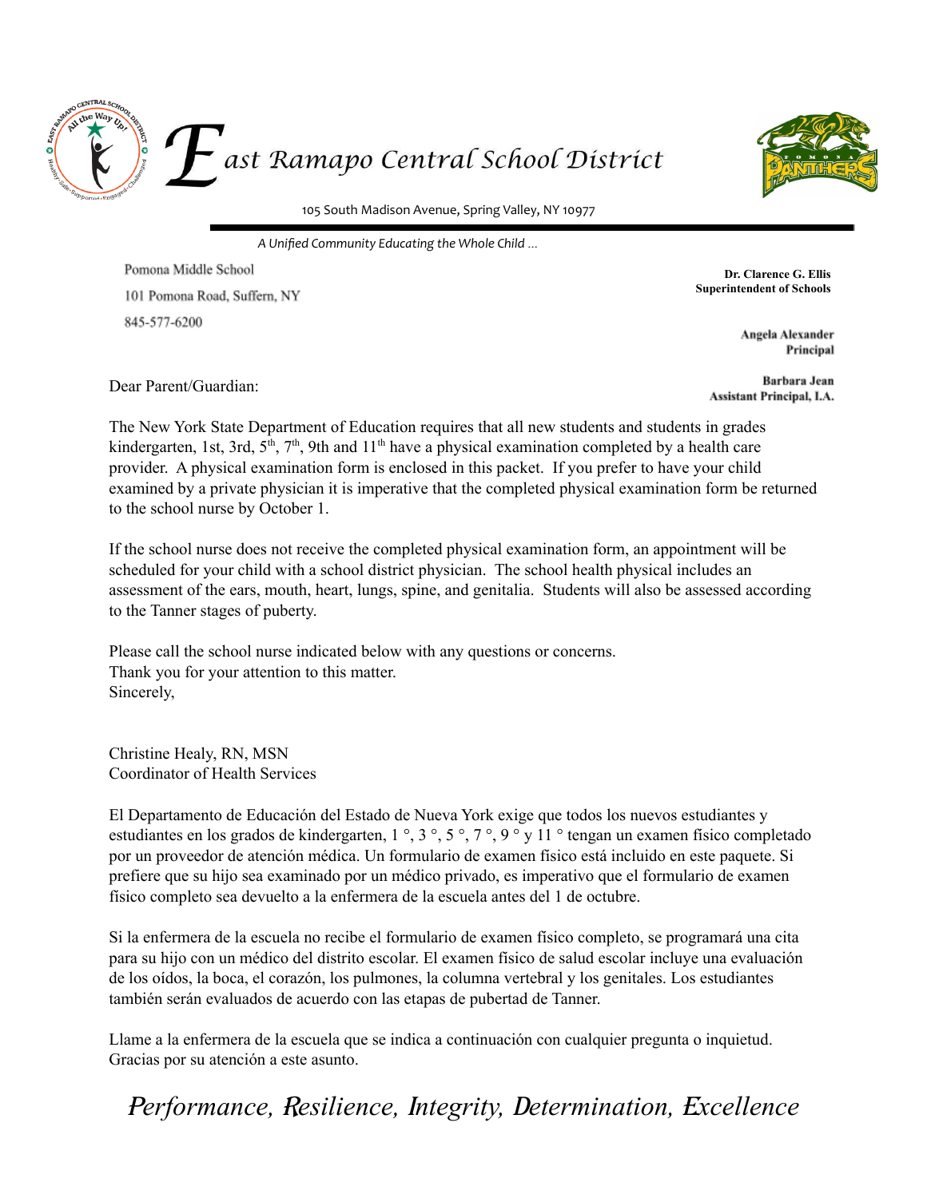# East Ramapo Central School District

105 South Madison Avenue, Spring Valley, NY 10977

*A Unified Community Educating the Whole Child ...*

Pomona Middle School
101 Pomona Road, Suffern, NY
845-577-6200

**Dr. Clarence G. Ellis**
**Superintendent of Schools**

**Angela Alexander**
**Principal**

**Barbara Jean**
**Assistant Principal, I.A.**

Dear Parent/Guardian:

The New York State Department of Education requires that all new students and students in grades kindergarten, 1st, 3rd, 5th, 7th, 9th and 11th have a physical examination completed by a health care provider. A physical examination form is enclosed in this packet. If you prefer to have your child examined by a private physician it is imperative that the completed physical examination form be returned to the school nurse by October 1.

If the school nurse does not receive the completed physical examination form, an appointment will be scheduled for your child with a school district physician. The school health physical includes an assessment of the ears, mouth, heart, lungs, spine, and genitalia. Students will also be assessed according to the Tanner stages of puberty.

Please call the school nurse indicated below with any questions or concerns.
Thank you for your attention to this matter.
Sincerely,

Christine Healy, RN, MSN
Coordinator of Health Services

El Departamento de Educación del Estado de Nueva York exige que todos los nuevos estudiantes y estudiantes en los grados de kindergarten, 1 °, 3 °, 5 °, 7 °, 9 ° y 11 ° tengan un examen físico completado por un proveedor de atención médica. Un formulario de examen físico está incluido en este paquete. Si prefiere que su hijo sea examinado por un médico privado, es imperativo que el formulario de examen físico completo sea devuelto a la enfermera de la escuela antes del 1 de octubre.

Si la enfermera de la escuela no recibe el formulario de examen físico completo, se programará una cita para su hijo con un médico del distrito escolar. El examen físico de salud escolar incluye una evaluación de los oídos, la boca, el corazón, los pulmones, la columna vertebral y los genitales. Los estudiantes también serán evaluados de acuerdo con las etapas de pubertad de Tanner.

Llame a la enfermera de la escuela que se indica a continuación con cualquier pregunta o inquietud.
Gracias por su atención a este asunto.

*Performance, Resilience, Integrity, Determination, Excellence*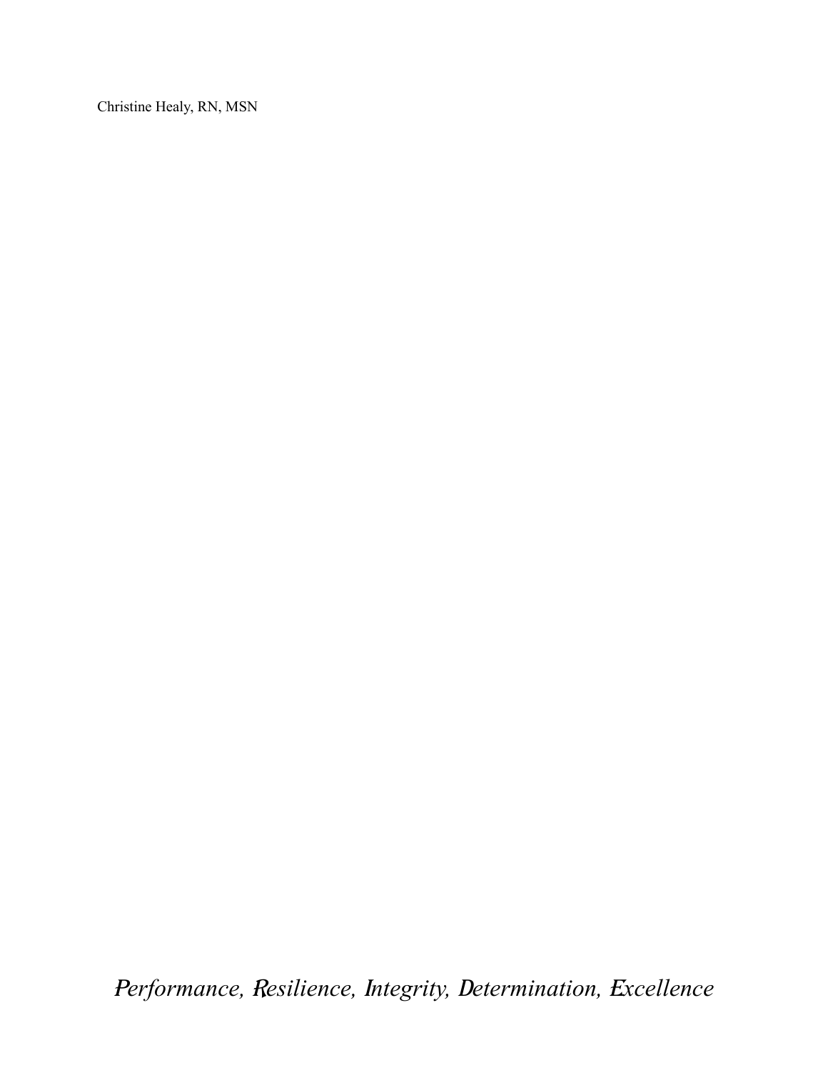Christine Healy, RN, MSN

*Performance, Resilience, Integrity, Determination, Excellence*